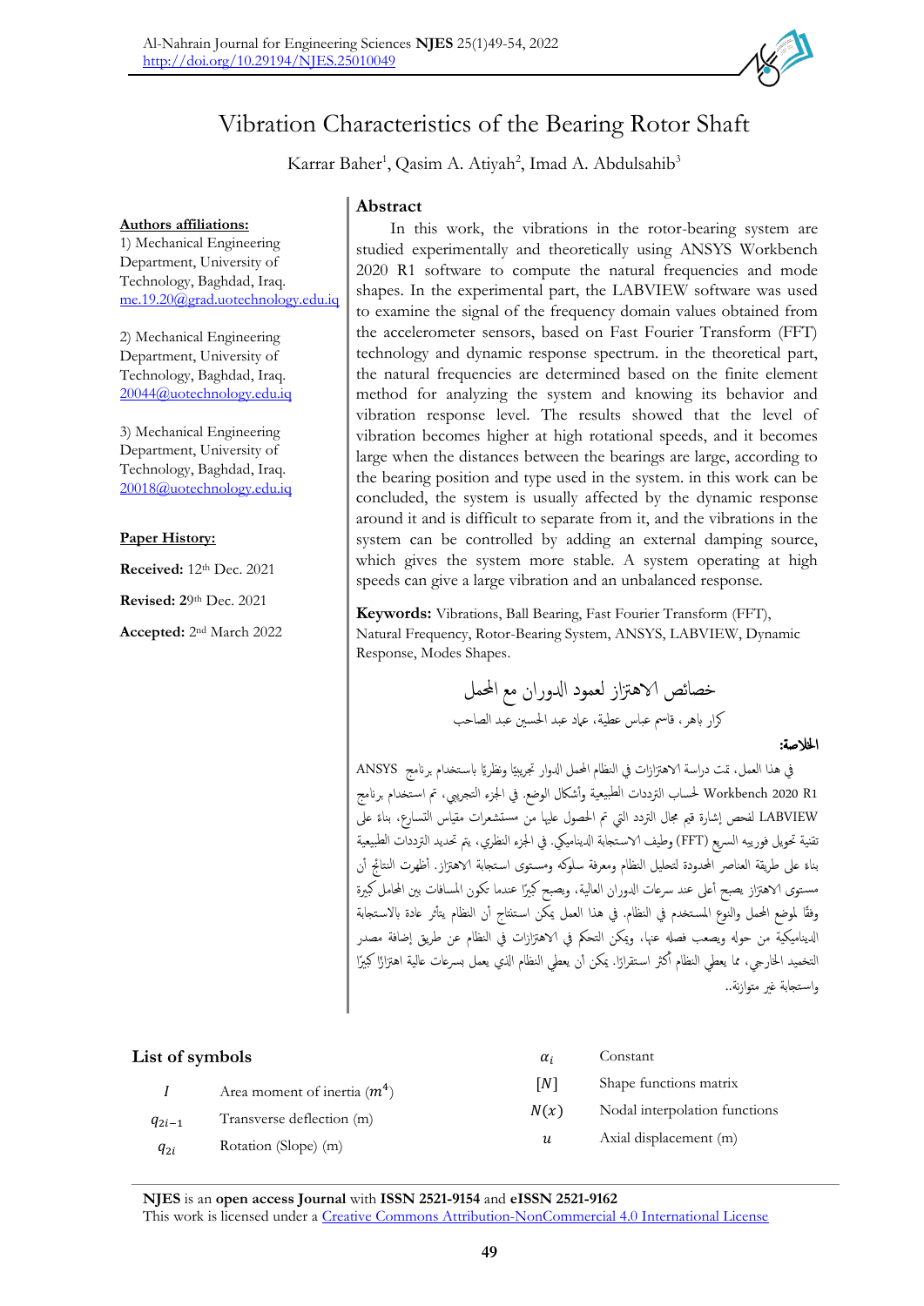# Vibration Characteristics of the Bearing Rotor Shaft

Karrar Baher[1], Qasim A. Atiyah[2], Imad A. Abdulsahib[3]

**Authors affiliations:**

1) Mechanical Engineering Department, University of Technology, Baghdad, Iraq. me.19.20@grad.uotechnology.edu.iq

2) Mechanical Engineering Department, University of Technology, Baghdad, Iraq. 20044@uotechnology.edu.iq

3) Mechanical Engineering Department, University of Technology, Baghdad, Iraq. 20018@uotechnology.edu.iq

**Paper History:**

**Received:** 12th Dec. 2021

**Revised:** 29th Dec. 2021

**Accepted:** 2nd March 2022

## Abstract

In this work, the vibrations in the rotor-bearing system are studied experimentally and theoretically using ANSYS Workbench 2020 R1 software to compute the natural frequencies and mode shapes. In the experimental part, the LABVIEW software was used to examine the signal of the frequency domain values obtained from the accelerometer sensors, based on Fast Fourier Transform (FFT) technology and dynamic response spectrum. in the theoretical part, the natural frequencies are determined based on the finite element method for analyzing the system and knowing its behavior and vibration response level. The results showed that the level of vibration becomes higher at high rotational speeds, and it becomes large when the distances between the bearings are large, according to the bearing position and type used in the system. in this work can be concluded, the system is usually affected by the dynamic response around it and is difficult to separate from it, and the vibrations in the system can be controlled by adding an external damping source, which gives the system more stable. A system operating at high speeds can give a large vibration and an unbalanced response.

**Keywords:** Vibrations, Ball Bearing, Fast Fourier Transform (FFT), Natural Frequency, Rotor-Bearing System, ANSYS, LABVIEW, Dynamic Response, Modes Shapes.

## خصائص الاهتزاز لعمود الدوران مع المحمل

كرار باهر، قاسم عباس عطية، عماد عبد الحسين عبد الصاحب

**الخلاصة:**

في هذا العمل، تمت دراسة الاهتزازات في النظام المحمل الدوار تجريبيًا ونظريًا باستخدام برنامج ANSYS Workbench 2020 R1 لحساب الترددات الطبيعية وأشكال الوضع. في الجزء التجريبي، تم استخدام برنامج LABVIEW لفحص إشارة قيم مجال التردد التي تم الحصول عليها من مستشعرات مقياس التسارع، بناء على تقنية تحويل فورييه السريع (FFT) وطيف الاستجابة الديناميكي. في الجزء النظري، يتم تحديد الترددات الطبيعية بناء على طريقة العناصر المحدودة لتحليل النظام ومعرفة سلوكه ومستوى استجابة الاهتزاز. أظهرت النتائج أن مستوى الاهتزاز يصبح أعلى عند سرعات الدوران العالية، ويصبح كبيرًا عندما تكون المسافات بين المحامل كبيرة وفقًا لموضع المحمل والنوع المستخدم في النظام. في هذا العمل يمكن استنتاج أن النظام يتأثر عادة بالاستجابة الديناميكية من حوله ويصعب فصله عنها، ويمكن التحكم في الاهتزازات في النظام عن طريق إضافة مصدر التخميد الخارجي، مما يعطي النظام أكثر استقرارًا. يمكن أن يعطي النظام الذي يعمل بسرعات عالية اهتزازًا كبيرًا واستجابة غير متوازنة..

## List of symbols

| Symbol | Description |
|---|---|
| $I$ | Area moment of inertia ($m^4$) |
| $q_{2i-1}$ | Transverse deflection (m) |
| $q_{2i}$ | Rotation (Slope) (m) |
| $\alpha_i$ | Constant |
| $[N]$ | Shape functions matrix |
| $N(x)$ | Nodal interpolation functions |
| $u$ | Axial displacement (m) |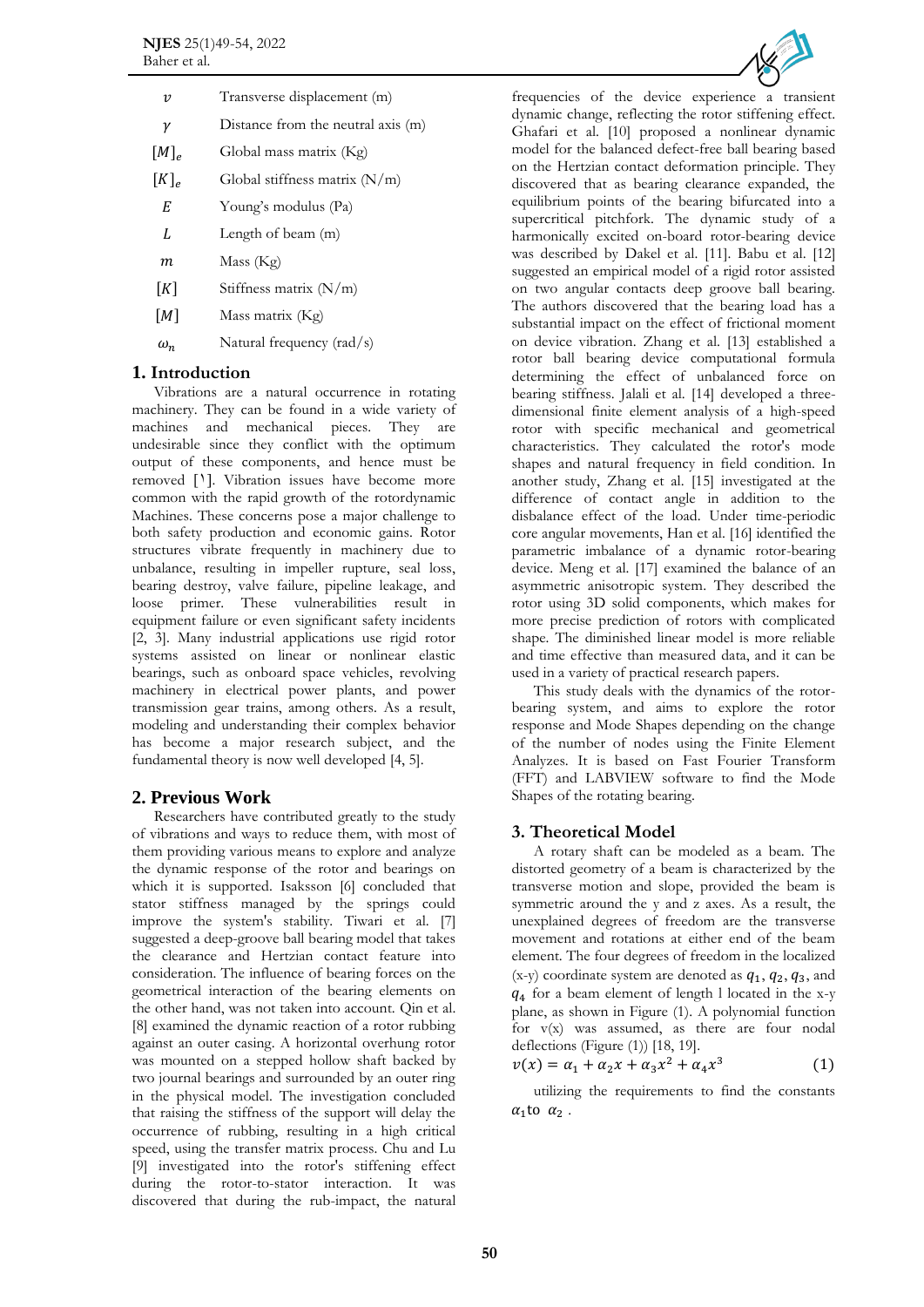| | |
|---|---|
| $v$ | Transverse displacement (m) |
| $\gamma$ | Distance from the neutral axis (m) |
| $[M]_e$ | Global mass matrix (Kg) |
| $[K]_e$ | Global stiffness matrix (N/m) |
| $E$ | Young's modulus (Pa) |
| $L$ | Length of beam (m) |
| $m$ | Mass (Kg) |
| $[K]$ | Stiffness matrix (N/m) |
| $[M]$ | Mass matrix (Kg) |
| $\omega_n$ | Natural frequency (rad/s) |

## 1. Introduction

Vibrations are a natural occurrence in rotating machinery. They can be found in a wide variety of machines and mechanical pieces. They are undesirable since they conflict with the optimum output of these components, and hence must be removed [1]. Vibration issues have become more common with the rapid growth of the rotordynamic Machines. These concerns pose a major challenge to both safety production and economic gains. Rotor structures vibrate frequently in machinery due to unbalance, resulting in impeller rupture, seal loss, bearing destroy, valve failure, pipeline leakage, and loose primer. These vulnerabilities result in equipment failure or even significant safety incidents [2, 3]. Many industrial applications use rigid rotor systems assisted on linear or nonlinear elastic bearings, such as onboard space vehicles, revolving machinery in electrical power plants, and power transmission gear trains, among others. As a result, modeling and understanding their complex behavior has become a major research subject, and the fundamental theory is now well developed [4, 5].

## 2. Previous Work

Researchers have contributed greatly to the study of vibrations and ways to reduce them, with most of them providing various means to explore and analyze the dynamic response of the rotor and bearings on which it is supported. Isaksson [6] concluded that stator stiffness managed by the springs could improve the system's stability. Tiwari et al. [7] suggested a deep-groove ball bearing model that takes the clearance and Hertzian contact feature into consideration. The influence of bearing forces on the geometrical interaction of the bearing elements on the other hand, was not taken into account. Qin et al. [8] examined the dynamic reaction of a rotor rubbing against an outer casing. A horizontal overhung rotor was mounted on a stepped hollow shaft backed by two journal bearings and surrounded by an outer ring in the physical model. The investigation concluded that raising the stiffness of the support will delay the occurrence of rubbing, resulting in a high critical speed, using the transfer matrix process. Chu and Lu [9] investigated into the rotor's stiffening effect during the rotor-to-stator interaction. It was discovered that during the rub-impact, the natural frequencies of the device experience a transient dynamic change, reflecting the rotor stiffening effect. Ghafari et al. [10] proposed a nonlinear dynamic model for the balanced defect-free ball bearing based on the Hertzian contact deformation principle. They discovered that as bearing clearance expanded, the equilibrium points of the bearing bifurcated into a supercritical pitchfork. The dynamic study of a harmonically excited on-board rotor-bearing device was described by Dakel et al. [11]. Babu et al. [12] suggested an empirical model of a rigid rotor assisted on two angular contacts deep groove ball bearing. The authors discovered that the bearing load has a substantial impact on the effect of frictional moment on device vibration. Zhang et al. [13] established a rotor ball bearing device computational formula determining the effect of unbalanced force on bearing stiffness. Jalali et al. [14] developed a three-dimensional finite element analysis of a high-speed rotor with specific mechanical and geometrical characteristics. They calculated the rotor's mode shapes and natural frequency in field condition. In another study, Zhang et al. [15] investigated at the difference of contact angle in addition to the disbalance effect of the load. Under time-periodic core angular movements, Han et al. [16] identified the parametric imbalance of a dynamic rotor-bearing device. Meng et al. [17] examined the balance of an asymmetric anisotropic system. They described the rotor using 3D solid components, which makes for more precise prediction of rotors with complicated shape. The diminished linear model is more reliable and time effective than measured data, and it can be used in a variety of practical research papers.

This study deals with the dynamics of the rotor-bearing system, and aims to explore the rotor response and Mode Shapes depending on the change of the number of nodes using the Finite Element Analyzes. It is based on Fast Fourier Transform (FFT) and LABVIEW software to find the Mode Shapes of the rotating bearing.

## 3. Theoretical Model

A rotary shaft can be modeled as a beam. The distorted geometry of a beam is characterized by the transverse motion and slope, provided the beam is symmetric around the y and z axes. As a result, the unexplained degrees of freedom are the transverse movement and rotations at either end of the beam element. The four degrees of freedom in the localized (x-y) coordinate system are denoted as $q_1$, $q_2$, $q_3$, and $q_4$ for a beam element of length l located in the x-y plane, as shown in Figure (1). A polynomial function for v(x) was assumed, as there are four nodal deflections (Figure (1)) [18, 19].

$$v(x) = \alpha_1 + \alpha_2 x + \alpha_3 x^2 + \alpha_4 x^3 \tag{1}$$

utilizing the requirements to find the constants $\alpha_1$ to $\alpha_2$ .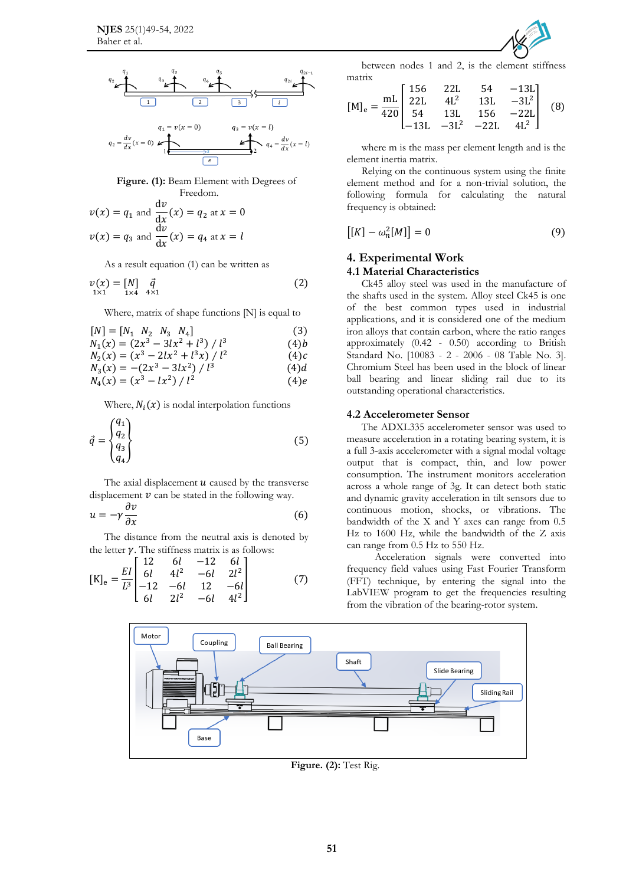Figure. (1): Beam Element with Degrees of Freedom.

$$v(x) = q_1 \text{ and } \frac{dv}{dx}(x) = q_2 \text{ at } x = 0$$

$$v(x) = q_3 \text{ and } \frac{dv}{dx}(x) = q_4 \text{ at } x = l$$

As a result equation (1) can be written as

$$\underset{1\times1}{v(x)} = \underset{1\times4}{[N]} \underset{4\times1}{\vec{q}} \tag{2}$$

Where, matrix of shape functions [N] is equal to

$$[N] = [N_1 \ \ N_2 \ \ N_3 \ \ N_4] \tag{3}$$

$$N_1(x) = (2x^3 - 3lx^2 + l^3) \ / \ l^3 \tag{4b}$$

$$N_2(x) = (x^3 - 2lx^2 + l^3x) \ / \ l^2 \tag{4c}$$

$$N_3(x) = -(2x^3 - 3lx^2) \ / \ l^3 \tag{4d}$$

$$N_4(x) = (x^3 - lx^2) \ / \ l^2 \tag{4e}$$

Where, $N_i(x)$ is nodal interpolation functions

$$\vec{q} = \begin{Bmatrix} q_1 \\ q_2 \\ q_3 \\ q_4 \end{Bmatrix} \tag{5}$$

The axial displacement $u$ caused by the transverse displacement $v$ can be stated in the following way.

$$u = -\gamma \frac{\partial v}{\partial x} \tag{6}$$

The distance from the neutral axis is denoted by the letter $\gamma$. The stiffness matrix is as follows:

$$[\mathrm{K}]_e = \frac{EI}{l^3} \begin{bmatrix} 12 & 6l & -12 & 6l \\ 6l & 4l^2 & -6l & 2l^2 \\ -12 & -6l & 12 & -6l \\ 6l & 2l^2 & -6l & 4l^2 \end{bmatrix} \tag{7}$$

between nodes 1 and 2, is the element stiffness matrix

$$[\mathrm{M}]_e = \frac{mL}{420} \begin{bmatrix} 156 & 22L & 54 & -13L \\ 22L & 4L^2 & 13L & -3L^2 \\ 54 & 13L & 156 & -22L \\ -13L & -3L^2 & -22L & 4L^2 \end{bmatrix} \tag{8}$$

where m is the mass per element length and is the element inertia matrix.

Relying on the continuous system using the finite element method and for a non-trivial solution, the following formula for calculating the natural frequency is obtained:

$$\left[[K] - \omega_n^2[M]\right] = 0 \tag{9}$$

## 4. Experimental Work

### 4.1 Material Characteristics

Ck45 alloy steel was used in the manufacture of the shafts used in the system. Alloy steel Ck45 is one of the best common types used in industrial applications, and it is considered one of the medium iron alloys that contain carbon, where the ratio ranges approximately (0.42 - 0.50) according to British Standard No. [10083 - 2 - 2006 - 08 Table No. 3]. Chromium Steel has been used in the block of linear ball bearing and linear sliding rail due to its outstanding operational characteristics.

### 4.2 Accelerometer Sensor

The ADXL335 accelerometer sensor was used to measure acceleration in a rotating bearing system, it is a full 3-axis accelerometer with a signal modal voltage output that is compact, thin, and low power consumption. The instrument monitors acceleration across a whole range of 3g. It can detect both static and dynamic gravity acceleration in tilt sensors due to continuous motion, shocks, or vibrations. The bandwidth of the X and Y axes can range from 0.5 Hz to 1600 Hz, while the bandwidth of the Z axis can range from 0.5 Hz to 550 Hz.

Acceleration signals were converted into frequency field values using Fast Fourier Transform (FFT) technique, by entering the signal into the LabVIEW program to get the frequencies resulting from the vibration of the bearing-rotor system.

Figure. (2): Test Rig.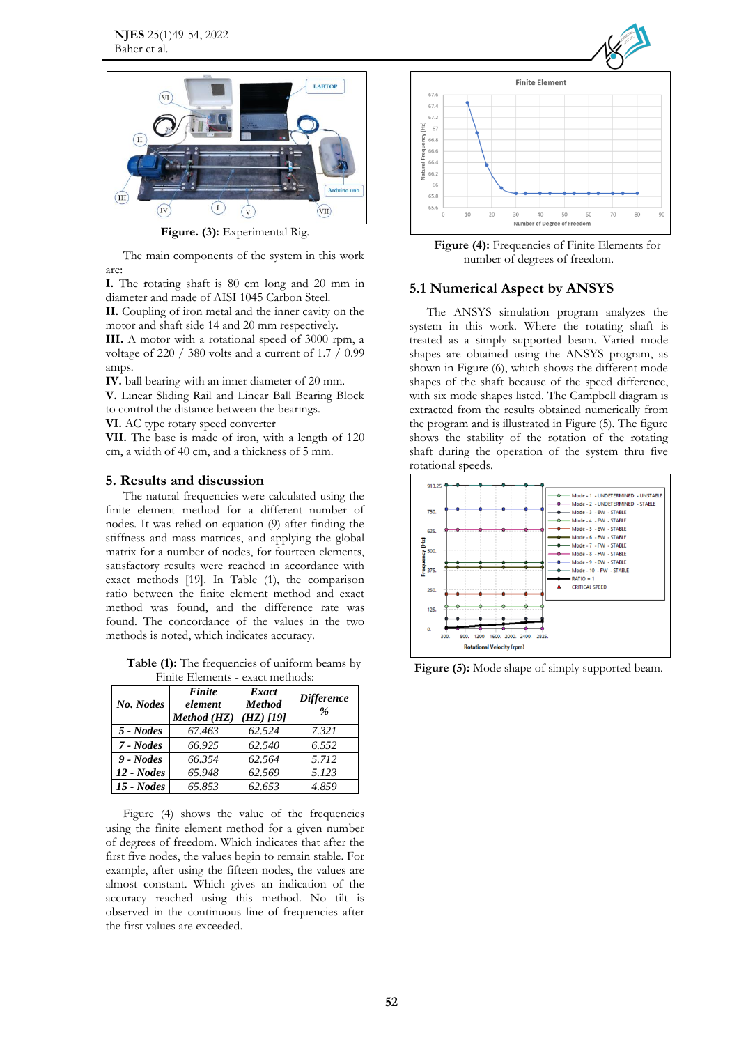Figure. (3): Experimental Rig.

The main components of the system in this work are:

**I.** The rotating shaft is 80 cm long and 20 mm in diameter and made of AISI 1045 Carbon Steel.
**II.** Coupling of iron metal and the inner cavity on the motor and shaft side 14 and 20 mm respectively.
**III.** A motor with a rotational speed of 3000 rpm, a voltage of 220 / 380 volts and a current of 1.7 / 0.99 amps.
**IV.** ball bearing with an inner diameter of 20 mm.
**V.** Linear Sliding Rail and Linear Ball Bearing Block to control the distance between the bearings.
**VI.** AC type rotary speed converter
**VII.** The base is made of iron, with a length of 120 cm, a width of 40 cm, and a thickness of 5 mm.

## 5. Results and discussion

The natural frequencies were calculated using the finite element method for a different number of nodes. It was relied on equation (9) after finding the stiffness and mass matrices, and applying the global matrix for a number of nodes, for fourteen elements, satisfactory results were reached in accordance with exact methods [19]. In Table (1), the comparison ratio between the finite element method and exact method was found, and the difference rate was found. The concordance of the values in the two methods is noted, which indicates accuracy.

**Table (1):** The frequencies of uniform beams by Finite Elements - exact methods:

| No. Nodes | Finite element Method (HZ) | Exact Method (HZ) [19] | Difference % |
|---|---|---|---|
| 5 - Nodes | 67.463 | 62.524 | 7.321 |
| 7 - Nodes | 66.925 | 62.540 | 6.552 |
| 9 - Nodes | 66.354 | 62.564 | 5.712 |
| 12 - Nodes | 65.948 | 62.569 | 5.123 |
| 15 - Nodes | 65.853 | 62.653 | 4.859 |

Figure (4) shows the value of the frequencies using the finite element method for a given number of degrees of freedom. Which indicates that after the first five nodes, the values begin to remain stable. For example, after using the fifteen nodes, the values are almost constant. Which gives an indication of the accuracy reached using this method. No tilt is observed in the continuous line of frequencies after the first values are exceeded.

**Figure (4):** Frequencies of Finite Elements for number of degrees of freedom.

### 5.1 Numerical Aspect by ANSYS

The ANSYS simulation program analyzes the system in this work. Where the rotating shaft is treated as a simply supported beam. Varied mode shapes are obtained using the ANSYS program, as shown in Figure (6), which shows the different mode shapes of the shaft because of the speed difference, with six mode shapes listed. The Campbell diagram is extracted from the results obtained numerically from the program and is illustrated in Figure (5). The figure shows the stability of the rotation of the rotating shaft during the operation of the system thru five rotational speeds.

**Figure (5):** Mode shape of simply supported beam.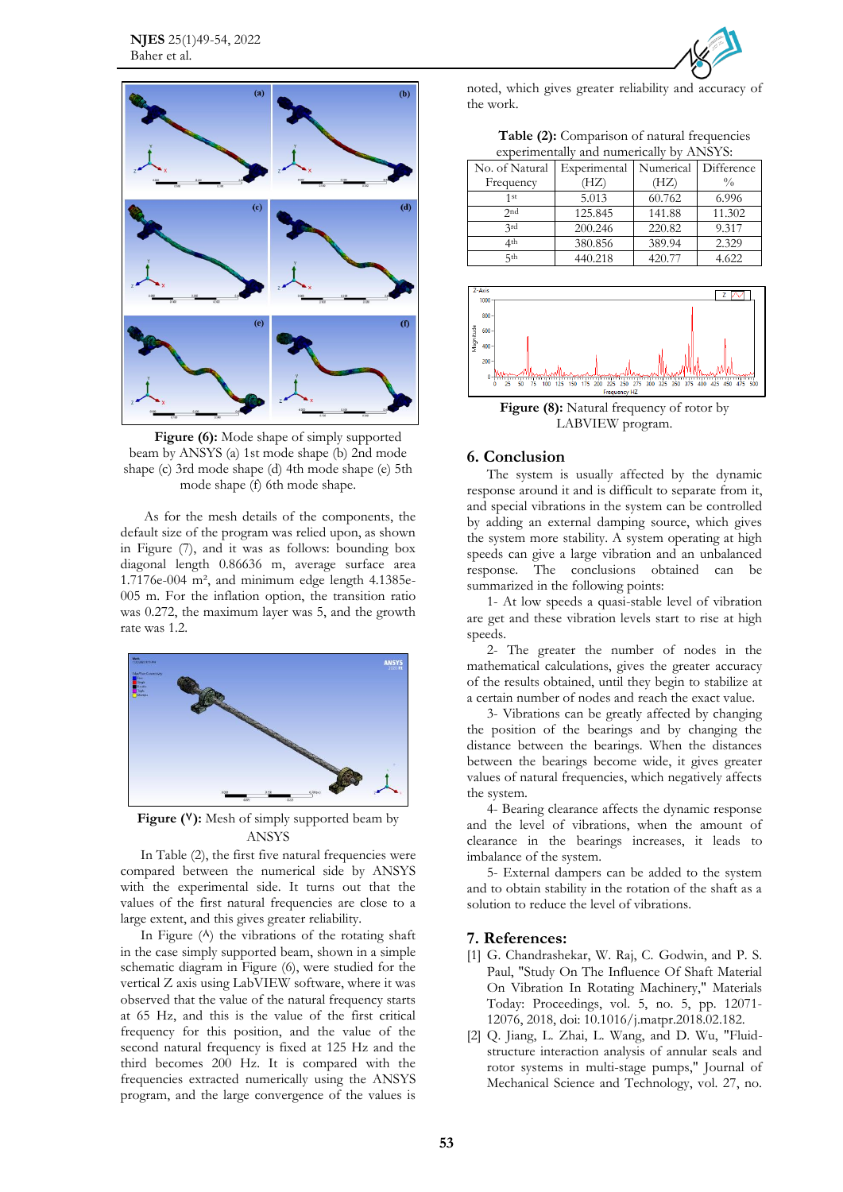Figure (6): Mode shape of simply supported beam by ANSYS (a) 1st mode shape (b) 2nd mode shape (c) 3rd mode shape (d) 4th mode shape (e) 5th mode shape (f) 6th mode shape.

As for the mesh details of the components, the default size of the program was relied upon, as shown in Figure (7), and it was as follows: bounding box diagonal length 0.86636 m, average surface area 1.7176e-004 m², and minimum edge length 4.1385e-005 m. For the inflation option, the transition ratio was 0.272, the maximum layer was 5, and the growth rate was 1.2.

**Figure (٧):** Mesh of simply supported beam by ANSYS

In Table (2), the first five natural frequencies were compared between the numerical side by ANSYS with the experimental side. It turns out that the values of the first natural frequencies are close to a large extent, and this gives greater reliability.

In Figure (٨) the vibrations of the rotating shaft in the case simply supported beam, shown in a simple schematic diagram in Figure (6), were studied for the vertical Z axis using LabVIEW software, where it was observed that the value of the natural frequency starts at 65 Hz, and this is the value of the first critical frequency for this position, and the value of the second natural frequency is fixed at 125 Hz and the third becomes 200 Hz. It is compared with the frequencies extracted numerically using the ANSYS program, and the large convergence of the values is noted, which gives greater reliability and accuracy of the work.

**Table (2):** Comparison of natural frequencies experimentally and numerically by ANSYS:

| No. of Natural Frequency | Experimental (HZ) | Numerical (HZ) | Difference % |
|---|---|---|---|
| 1st | 5.013 | 60.762 | 6.996 |
| 2nd | 125.845 | 141.88 | 11.302 |
| 3rd | 200.246 | 220.82 | 9.317 |
| 4th | 380.856 | 389.94 | 2.329 |
| 5th | 440.218 | 420.77 | 4.622 |

**Figure (8):** Natural frequency of rotor by LABVIEW program.

## 6. Conclusion

The system is usually affected by the dynamic response around it and is difficult to separate from it, and special vibrations in the system can be controlled by adding an external damping source, which gives the system more stability. A system operating at high speeds can give a large vibration and an unbalanced response. The conclusions obtained can be summarized in the following points:

1- At low speeds a quasi-stable level of vibration are get and these vibration levels start to rise at high speeds.

2- The greater the number of nodes in the mathematical calculations, gives the greater accuracy of the results obtained, until they begin to stabilize at a certain number of nodes and reach the exact value.

3- Vibrations can be greatly affected by changing the position of the bearings and by changing the distance between the bearings. When the distances between the bearings become wide, it gives greater values of natural frequencies, which negatively affects the system.

4- Bearing clearance affects the dynamic response and the level of vibrations, when the amount of clearance in the bearings increases, it leads to imbalance of the system.

5- External dampers can be added to the system and to obtain stability in the rotation of the shaft as a solution to reduce the level of vibrations.

## 7. References:

[1] G. Chandrashekar, W. Raj, C. Godwin, and P. S. Paul, "Study On The Influence Of Shaft Material On Vibration In Rotating Machinery," Materials Today: Proceedings, vol. 5, no. 5, pp. 12071-12076, 2018, doi: 10.1016/j.matpr.2018.02.182.

[2] Q. Jiang, L. Zhai, L. Wang, and D. Wu, "Fluid-structure interaction analysis of annular seals and rotor systems in multi-stage pumps," Journal of Mechanical Science and Technology, vol. 27, no.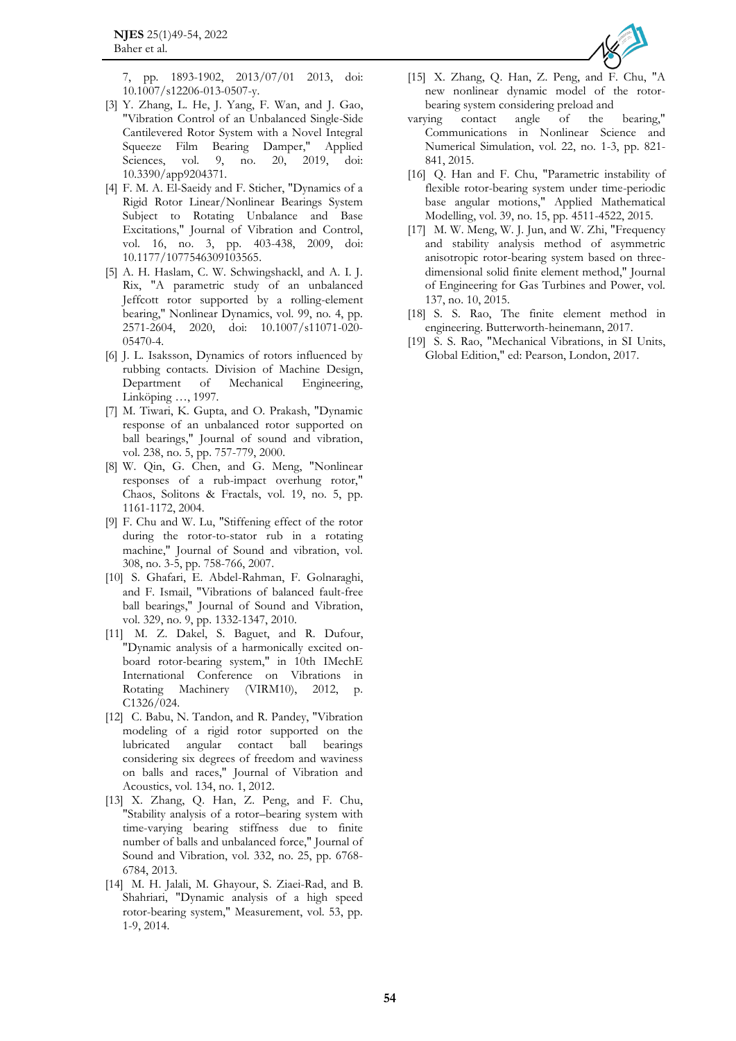7, pp. 1893-1902, 2013/07/01 2013, doi: 10.1007/s12206-013-0507-y.

[3] Y. Zhang, L. He, J. Yang, F. Wan, and J. Gao, "Vibration Control of an Unbalanced Single-Side Cantilevered Rotor System with a Novel Integral Squeeze Film Bearing Damper," Applied Sciences, vol. 9, no. 20, 2019, doi: 10.3390/app9204371.

[4] F. M. A. El-Saeidy and F. Sticher, "Dynamics of a Rigid Rotor Linear/Nonlinear Bearings System Subject to Rotating Unbalance and Base Excitations," Journal of Vibration and Control, vol. 16, no. 3, pp. 403-438, 2009, doi: 10.1177/1077546309103565.

[5] A. H. Haslam, C. W. Schwingshackl, and A. I. J. Rix, "A parametric study of an unbalanced Jeffcott rotor supported by a rolling-element bearing," Nonlinear Dynamics, vol. 99, no. 4, pp. 2571-2604, 2020, doi: 10.1007/s11071-020-05470-4.

[6] J. L. Isaksson, Dynamics of rotors influenced by rubbing contacts. Division of Machine Design, Department of Mechanical Engineering, Linköping …, 1997.

[7] M. Tiwari, K. Gupta, and O. Prakash, "Dynamic response of an unbalanced rotor supported on ball bearings," Journal of sound and vibration, vol. 238, no. 5, pp. 757-779, 2000.

[8] W. Qin, G. Chen, and G. Meng, "Nonlinear responses of a rub-impact overhung rotor," Chaos, Solitons & Fractals, vol. 19, no. 5, pp. 1161-1172, 2004.

[9] F. Chu and W. Lu, "Stiffening effect of the rotor during the rotor-to-stator rub in a rotating machine," Journal of Sound and vibration, vol. 308, no. 3-5, pp. 758-766, 2007.

[10] S. Ghafari, E. Abdel-Rahman, F. Golnaraghi, and F. Ismail, "Vibrations of balanced fault-free ball bearings," Journal of Sound and Vibration, vol. 329, no. 9, pp. 1332-1347, 2010.

[11] M. Z. Dakel, S. Baguet, and R. Dufour, "Dynamic analysis of a harmonically excited on-board rotor-bearing system," in 10th IMechE International Conference on Vibrations in Rotating Machinery (VIRM10), 2012, p. C1326/024.

[12] C. Babu, N. Tandon, and R. Pandey, "Vibration modeling of a rigid rotor supported on the lubricated angular contact ball bearings considering six degrees of freedom and waviness on balls and races," Journal of Vibration and Acoustics, vol. 134, no. 1, 2012.

[13] X. Zhang, Q. Han, Z. Peng, and F. Chu, "Stability analysis of a rotor–bearing system with time-varying bearing stiffness due to finite number of balls and unbalanced force," Journal of Sound and Vibration, vol. 332, no. 25, pp. 6768-6784, 2013.

[14] M. H. Jalali, M. Ghayour, S. Ziaei-Rad, and B. Shahriari, "Dynamic analysis of a high speed rotor-bearing system," Measurement, vol. 53, pp. 1-9, 2014.

[15] X. Zhang, Q. Han, Z. Peng, and F. Chu, "A new nonlinear dynamic model of the rotor-bearing system considering preload and varying contact angle of the bearing," Communications in Nonlinear Science and Numerical Simulation, vol. 22, no. 1-3, pp. 821-841, 2015.

[16] Q. Han and F. Chu, "Parametric instability of flexible rotor-bearing system under time-periodic base angular motions," Applied Mathematical Modelling, vol. 39, no. 15, pp. 4511-4522, 2015.

[17] M. W. Meng, W. J. Jun, and W. Zhi, "Frequency and stability analysis method of asymmetric anisotropic rotor-bearing system based on three-dimensional solid finite element method," Journal of Engineering for Gas Turbines and Power, vol. 137, no. 10, 2015.

[18] S. S. Rao, The finite element method in engineering. Butterworth-heinemann, 2017.

[19] S. S. Rao, "Mechanical Vibrations, in SI Units, Global Edition," ed: Pearson, London, 2017.